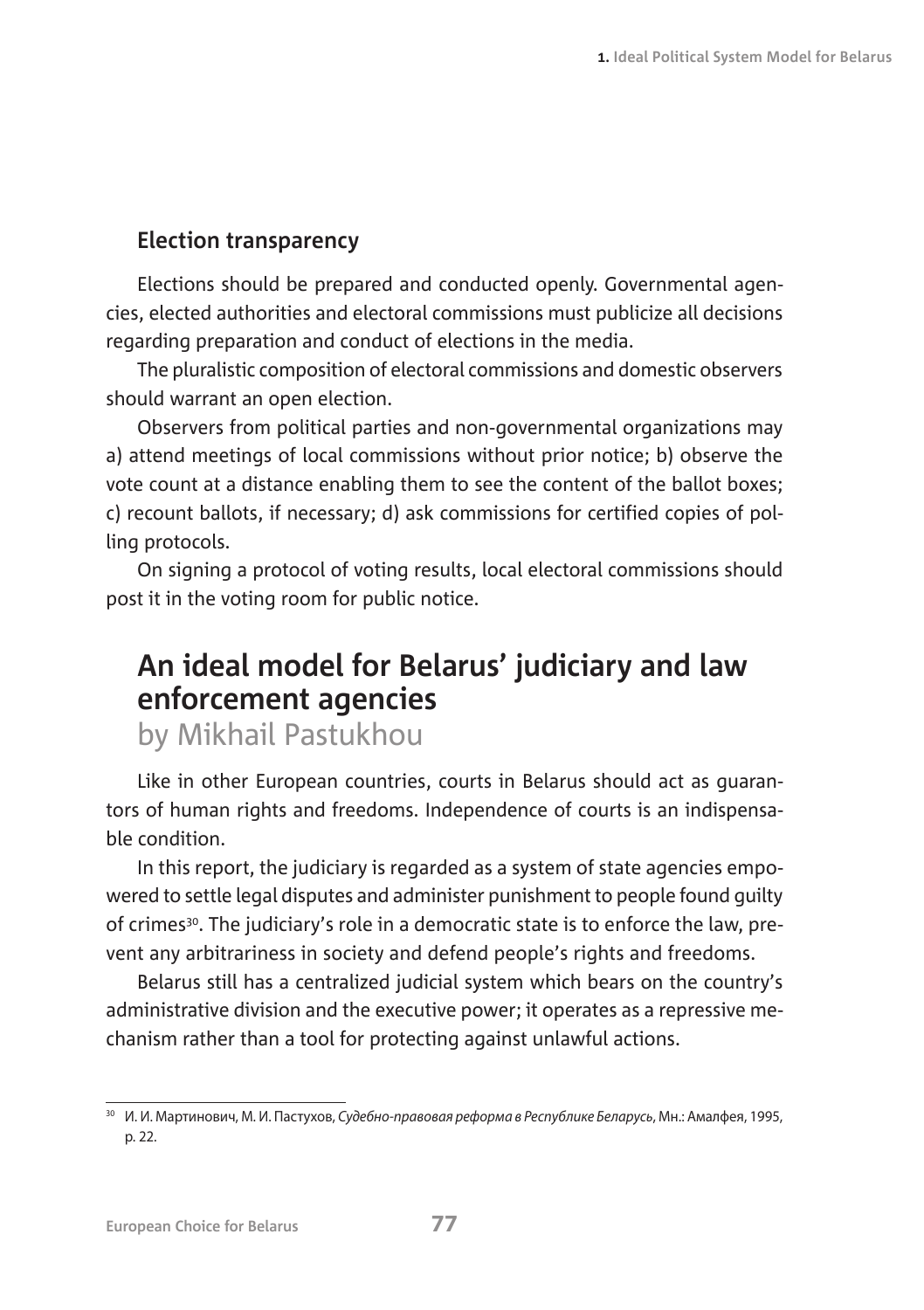### Election transparency

Elections should be prepared and conducted openly. Governmental agencies, elected authorities and electoral commissions must publicize all decisions regarding preparation and conduct of elections in the media.

The pluralistic composition of electoral commissions and domestic observers should warrant an open election.

Observers from political parties and non-governmental organizations may a) attend meetings of local commissions without prior notice; b) observe the vote count at a distance enabling them to see the content of the ballot boxes; c) recount ballots, if necessary; d) ask commissions for certified copies of polling protocols.

On signing a protocol of voting results, local electoral commissions should post it in the voting room for public notice.

## An ideal model for Belarus' judiciary and law enforcement agencies

by Mikhail Pastukhou

Like in other European countries, courts in Belarus should act as guarantors of human rights and freedoms. Independence of courts is an indispensable condition.

In this report, the judiciary is regarded as a system of state agencies empowered to settle legal disputes and administer punishment to people found guilty of crimes[30]. The judiciary's role in a democratic state is to enforce the law, prevent any arbitrariness in society and defend people's rights and freedoms.

Belarus still has a centralized judicial system which bears on the country's administrative division and the executive power; it operates as a repressive mechanism rather than a tool for protecting against unlawful actions.

---

[30] И. И. Мартинович, М. И. Пастухов, *Судебно-правовая реформа в Республике Беларусь*, Мн.: Амалфея, 1995, p. 22.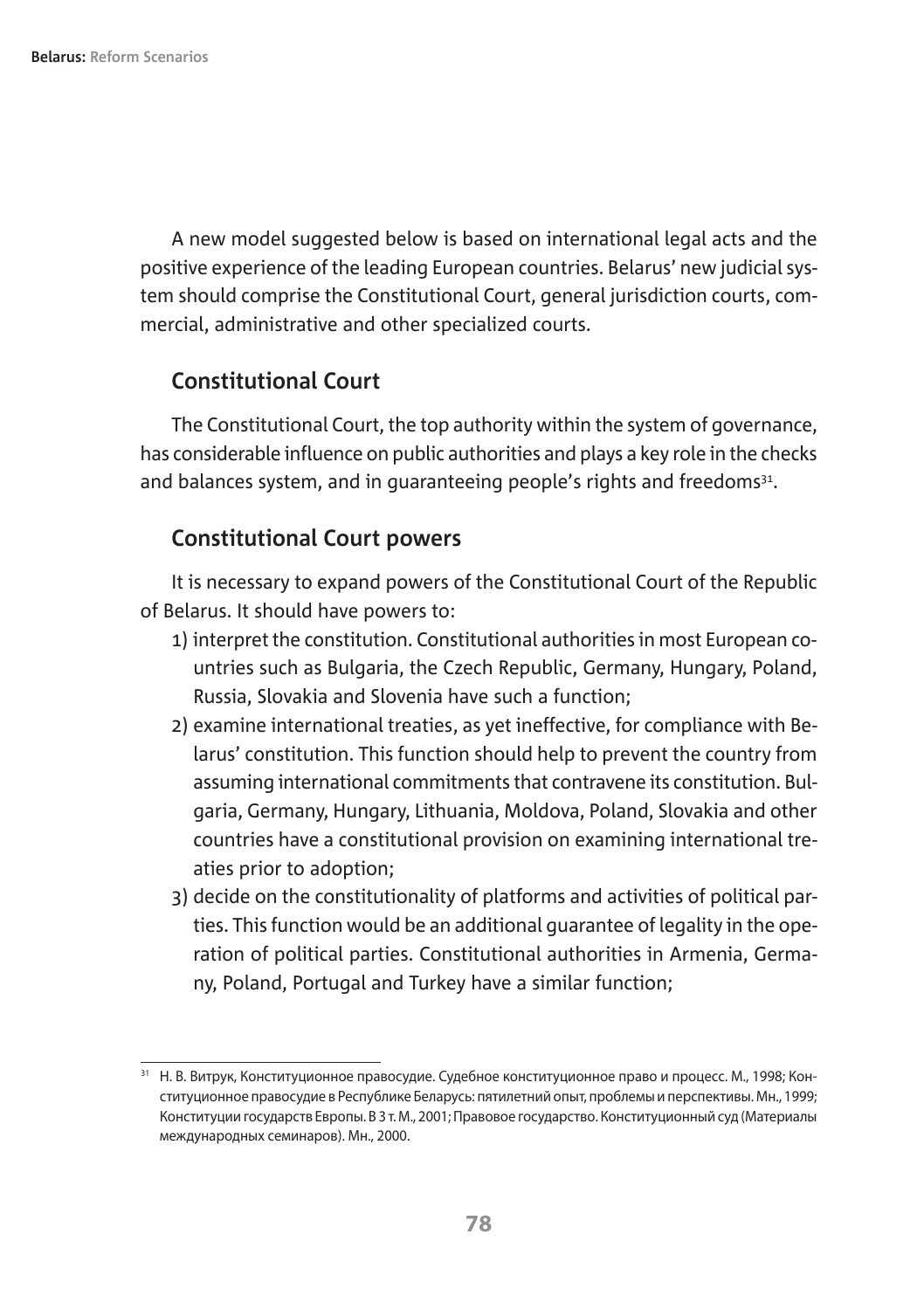A new model suggested below is based on international legal acts and the positive experience of the leading European countries. Belarus' new judicial system should comprise the Constitutional Court, general jurisdiction courts, commercial, administrative and other specialized courts.

## Constitutional Court

The Constitutional Court, the top authority within the system of governance, has considerable influence on public authorities and plays a key role in the checks and balances system, and in guaranteeing people's rights and freedoms[31].

## Constitutional Court powers

It is necessary to expand powers of the Constitutional Court of the Republic of Belarus. It should have powers to:

1) interpret the constitution. Constitutional authorities in most European countries such as Bulgaria, the Czech Republic, Germany, Hungary, Poland, Russia, Slovakia and Slovenia have such a function;
2) examine international treaties, as yet ineffective, for compliance with Belarus' constitution. This function should help to prevent the country from assuming international commitments that contravene its constitution. Bulgaria, Germany, Hungary, Lithuania, Moldova, Poland, Slovakia and other countries have a constitutional provision on examining international treaties prior to adoption;
3) decide on the constitutionality of platforms and activities of political parties. This function would be an additional guarantee of legality in the operation of political parties. Constitutional authorities in Armenia, Germany, Poland, Portugal and Turkey have a similar function;

---

[31] Н. В. Витрук, Конституционное правосудие. Судебное конституционное право и процесс. М., 1998; Конституционное правосудие в Республике Беларусь: пятилетний опыт, проблемы и перспективы. Мн., 1999; Конституции государств Европы. В 3 т. М., 2001; Правовое государство. Конституционный суд (Материалы международных семинаров). Мн., 2000.